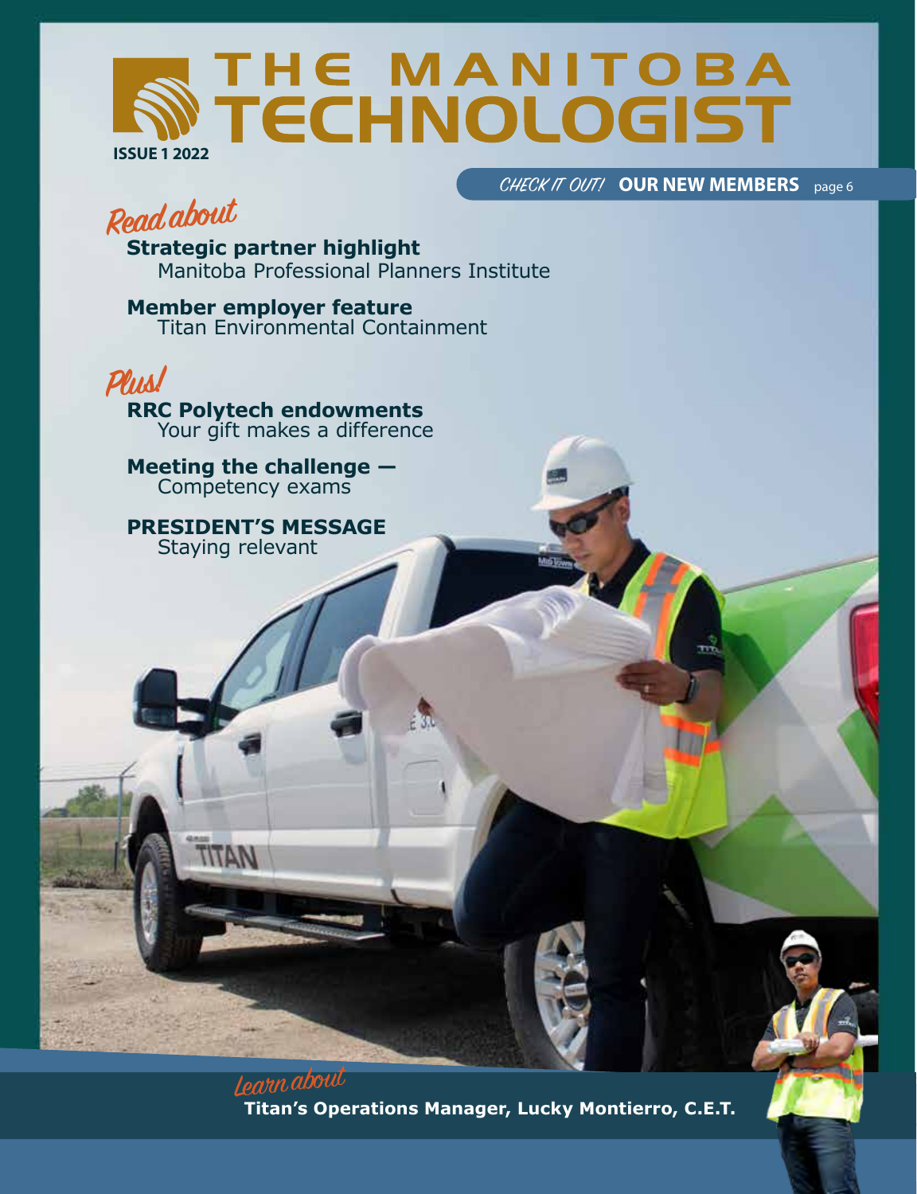# THE MANITOBA TECHNOLOGIST

**ISSUE 1 2022**

*CHECK IT OUT!* **OUR NEW MEMBERS** page 6

*Read about*

**Strategic partner highlight**
Manitoba Professional Planners Institute

**Member employer feature**
Titan Environmental Containment

*Plus!*

**RRC Polytech endowments**
Your gift makes a difference

**Meeting the challenge —**
Competency exams

**PRESIDENT'S MESSAGE**
Staying relevant

*Learn about*
**Titan's Operations Manager, Lucky Montierro, C.E.T.**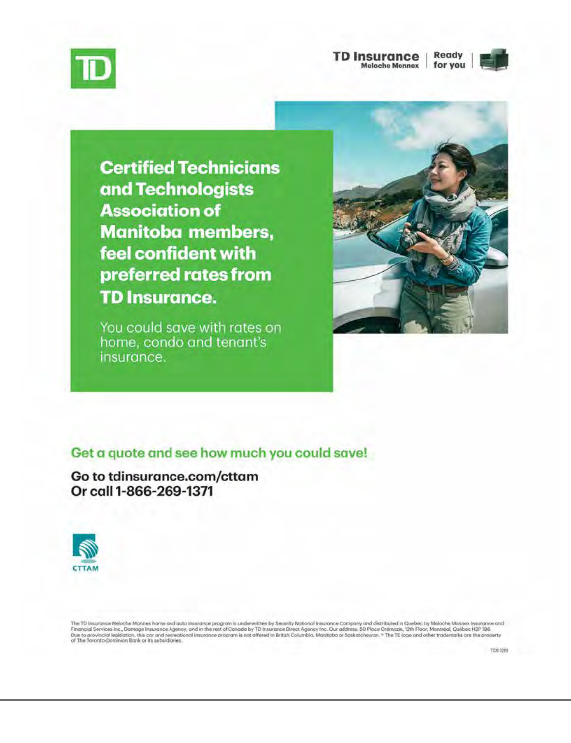TD Insurance
Meloche Monnex
Ready for you

# Certified Technicians and Technologists Association of Manitoba members, feel confident with preferred rates from TD Insurance.

You could save with rates on home, condo and tenant's insurance.

## Get a quote and see how much you could save!

**Go to tdinsurance.com/cttam**
**Or call 1-866-269-1371**

CTTAM

The TD Insurance Meloche Monnex home and auto insurance program is underwritten by Security National Insurance Company and distributed in Quebec by Meloche Monnex Insurance and Financial Services Inc., Damage Insurance Agency, and in the rest of Canada by TD Insurance Direct Agency Inc. Our address: 50 Place Crémazie, 12th Floor, Montréal, Québec H2P 1B6. Due to provincial legislation, this car and recreational insurance program is not offered in British Columbia, Manitoba or Saskatchewan. ® The TD logo and other trademarks are the property of The Toronto-Dominion Bank or its subsidiaries.

7731-1219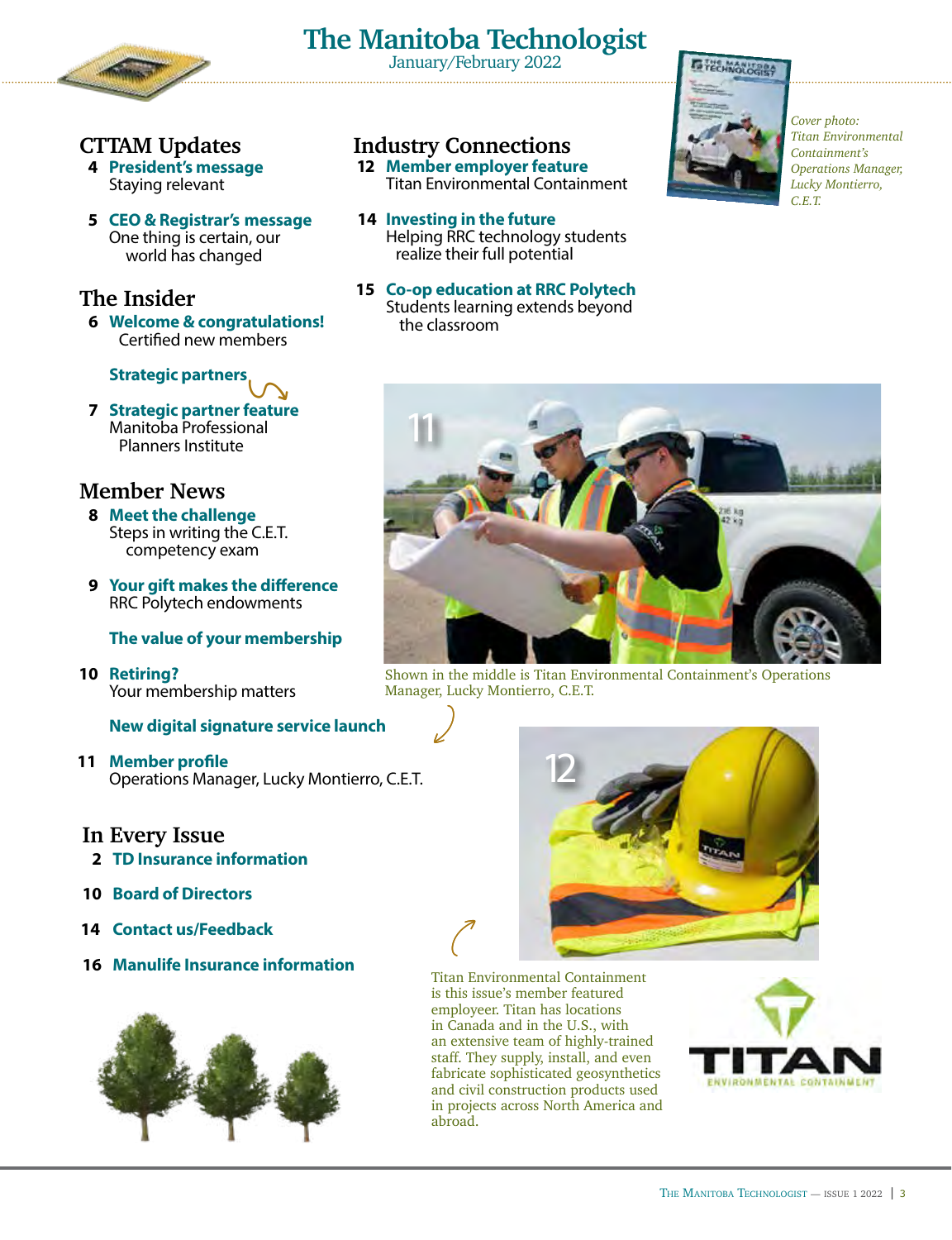# The Manitoba Technologist

January/February 2022

## CTTAM Updates

**4 President's message**
Staying relevant

**5 CEO & Registrar's message**
One thing is certain, our world has changed

## The Insider

**6 Welcome & congratulations!**
Certified new members

**Strategic partners**

**7 Strategic partner feature**
Manitoba Professional Planners Institute

## Member News

**8 Meet the challenge**
Steps in writing the C.E.T. competency exam

**9 Your gift makes the difference**
RRC Polytech endowments

**The value of your membership**

**10 Retiring?**
Your membership matters

**New digital signature service launch**

**11 Member profile**
Operations Manager, Lucky Montierro, C.E.T.

## In Every Issue

**2 TD Insurance information**

**10 Board of Directors**

**14 Contact us/Feedback**

**16 Manulife Insurance information**

## Industry Connections

**12 Member employer feature**
Titan Environmental Containment

**14 Investing in the future**
Helping RRC technology students realize their full potential

**15 Co-op education at RRC Polytech**
Students learning extends beyond the classroom

*Cover photo: Titan Environmental Containment's Operations Manager, Lucky Montierro, C.E.T.*

Shown in the middle is Titan Environmental Containment's Operations Manager, Lucky Montierro, C.E.T.

Titan Environmental Containment is this issue's member featured employeer. Titan has locations in Canada and in the U.S., with an extensive team of highly-trained staff. They supply, install, and even fabricate sophisticated geosynthetics and civil construction products used in projects across North America and abroad.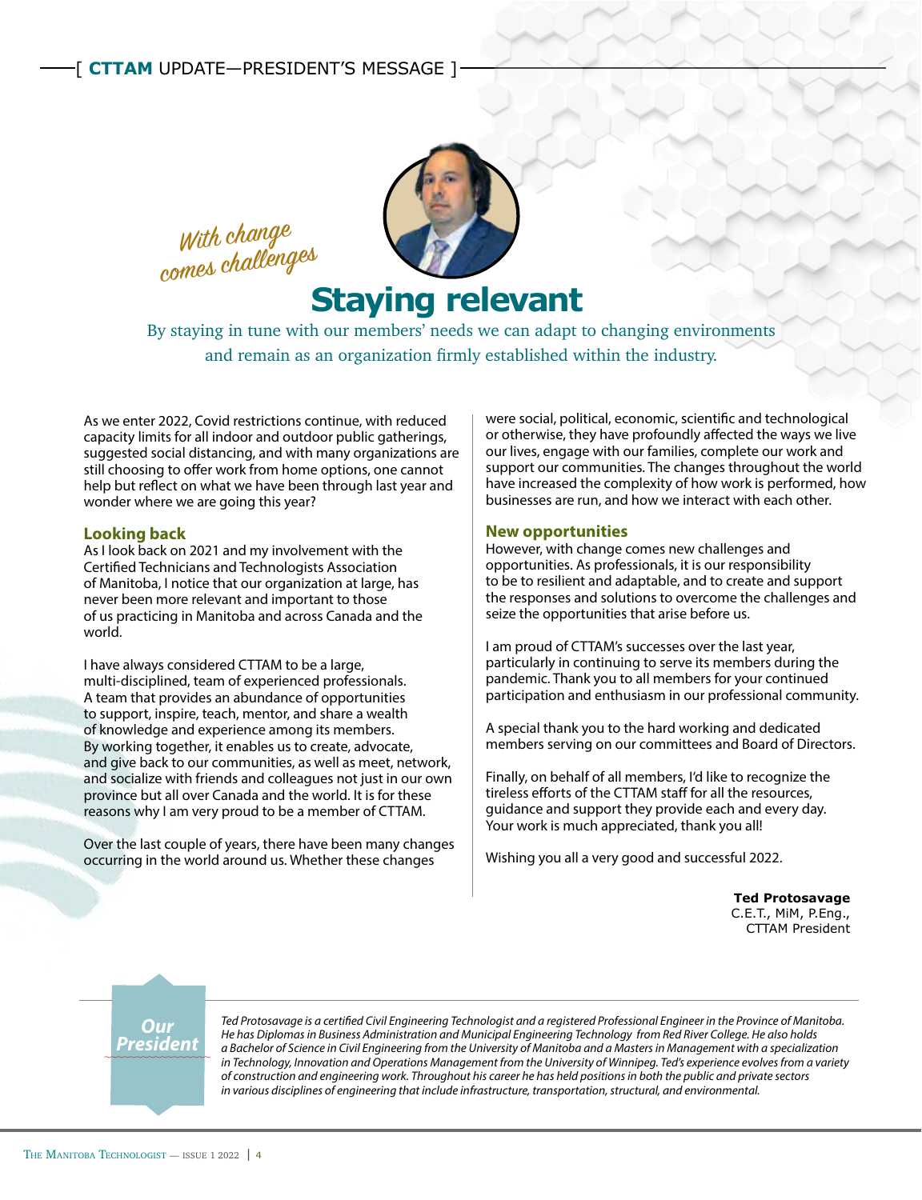[ **CTTAM** UPDATE—PRESIDENT'S MESSAGE ]

*With change comes challenges*

# Staying relevant

By staying in tune with our members' needs we can adapt to changing environments and remain as an organization firmly established within the industry.

As we enter 2022, Covid restrictions continue, with reduced capacity limits for all indoor and outdoor public gatherings, suggested social distancing, and with many organizations are still choosing to offer work from home options, one cannot help but reflect on what we have been through last year and wonder where we are going this year?

## Looking back

As I look back on 2021 and my involvement with the Certified Technicians and Technologists Association of Manitoba, I notice that our organization at large, has never been more relevant and important to those of us practicing in Manitoba and across Canada and the world.

I have always considered CTTAM to be a large, multi-disciplined, team of experienced professionals. A team that provides an abundance of opportunities to support, inspire, teach, mentor, and share a wealth of knowledge and experience among its members. By working together, it enables us to create, advocate, and give back to our communities, as well as meet, network, and socialize with friends and colleagues not just in our own province but all over Canada and the world. It is for these reasons why I am very proud to be a member of CTTAM.

Over the last couple of years, there have been many changes occurring in the world around us. Whether these changes were social, political, economic, scientific and technological or otherwise, they have profoundly affected the ways we live our lives, engage with our families, complete our work and support our communities. The changes throughout the world have increased the complexity of how work is performed, how businesses are run, and how we interact with each other.

## New opportunities

However, with change comes new challenges and opportunities. As professionals, it is our responsibility to be to resilient and adaptable, and to create and support the responses and solutions to overcome the challenges and seize the opportunities that arise before us.

I am proud of CTTAM's successes over the last year, particularly in continuing to serve its members during the pandemic. Thank you to all members for your continued participation and enthusiasm in our professional community.

A special thank you to the hard working and dedicated members serving on our committees and Board of Directors.

Finally, on behalf of all members, I'd like to recognize the tireless efforts of the CTTAM staff for all the resources, guidance and support they provide each and every day. Your work is much appreciated, thank you all!

Wishing you all a very good and successful 2022.

**Ted Protosavage**
C.E.T., MiM, P.Eng.,
CTTAM President

### Our President

*Ted Protosavage is a certified Civil Engineering Technologist and a registered Professional Engineer in the Province of Manitoba. He has Diplomas in Business Administration and Municipal Engineering Technology from Red River College. He also holds a Bachelor of Science in Civil Engineering from the University of Manitoba and a Masters in Management with a specialization in Technology, Innovation and Operations Management from the University of Winnipeg. Ted's experience evolves from a variety of construction and engineering work. Throughout his career he has held positions in both the public and private sectors in various disciplines of engineering that include infrastructure, transportation, structural, and environmental.*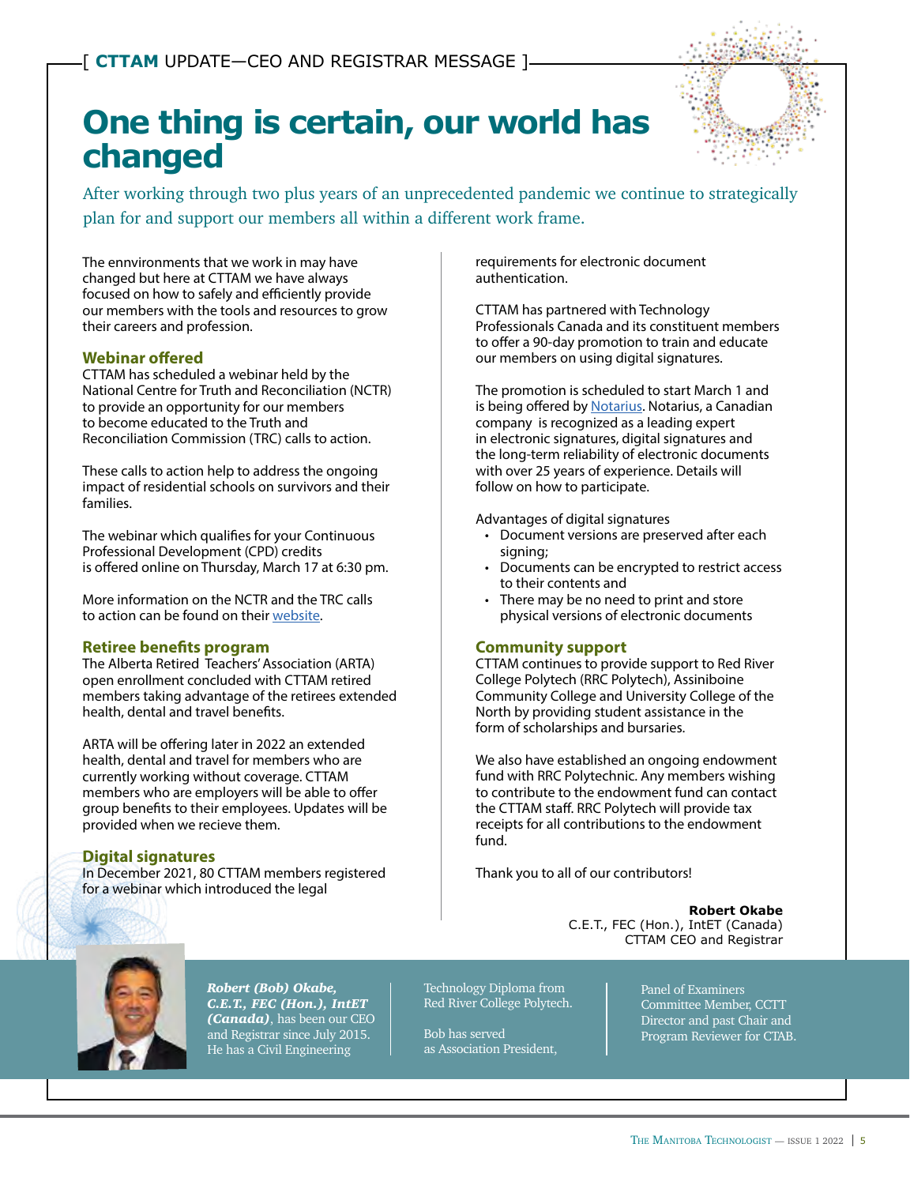[ **CTTAM** UPDATE—CEO AND REGISTRAR MESSAGE ]

# One thing is certain, our world has changed

After working through two plus years of an unprecedented pandemic we continue to strategically plan for and support our members all within a different work frame.

The ennvironments that we work in may have changed but here at CTTAM we have always focused on how to safely and efficiently provide our members with the tools and resources to grow their careers and profession.

## Webinar offered

CTTAM has scheduled a webinar held by the National Centre for Truth and Reconciliation (NCTR) to provide an opportunity for our members to become educated to the Truth and Reconciliation Commission (TRC) calls to action.

These calls to action help to address the ongoing impact of residential schools on survivors and their families.

The webinar which qualifies for your Continuous Professional Development (CPD) credits is offered online on Thursday, March 17 at 6:30 pm.

More information on the NCTR and the TRC calls to action can be found on their website.

## Retiree benefits program

The Alberta Retired Teachers' Association (ARTA) open enrollment concluded with CTTAM retired members taking advantage of the retirees extended health, dental and travel benefits.

ARTA will be offering later in 2022 an extended health, dental and travel for members who are currently working without coverage. CTTAM members who are employers will be able to offer group benefits to their employees. Updates will be provided when we recieve them.

## Digital signatures

In December 2021, 80 CTTAM members registered for a webinar which introduced the legal requirements for electronic document authentication.

CTTAM has partnered with Technology Professionals Canada and its constituent members to offer a 90-day promotion to train and educate our members on using digital signatures.

The promotion is scheduled to start March 1 and is being offered by Notarius. Notarius, a Canadian company is recognized as a leading expert in electronic signatures, digital signatures and the long-term reliability of electronic documents with over 25 years of experience. Details will follow on how to participate.

Advantages of digital signatures

- Document versions are preserved after each signing;
- Documents can be encrypted to restrict access to their contents and
- There may be no need to print and store physical versions of electronic documents

## Community support

CTTAM continues to provide support to Red River College Polytech (RRC Polytech), Assiniboine Community College and University College of the North by providing student assistance in the form of scholarships and bursaries.

We also have established an ongoing endowment fund with RRC Polytechnic. Any members wishing to contribute to the endowment fund can contact the CTTAM staff. RRC Polytech will provide tax receipts for all contributions to the endowment fund.

Thank you to all of our contributors!

**Robert Okabe**
C.E.T., FEC (Hon.), IntET (Canada)
CTTAM CEO and Registrar

***Robert (Bob) Okabe, C.E.T., FEC (Hon.), IntET (Canada)***, has been our CEO and Registrar since July 2015. He has a Civil Engineering Technology Diploma from Red River College Polytech.

Bob has served as Association President, Panel of Examiners Committee Member, CCTT Director and past Chair and Program Reviewer for CTAB.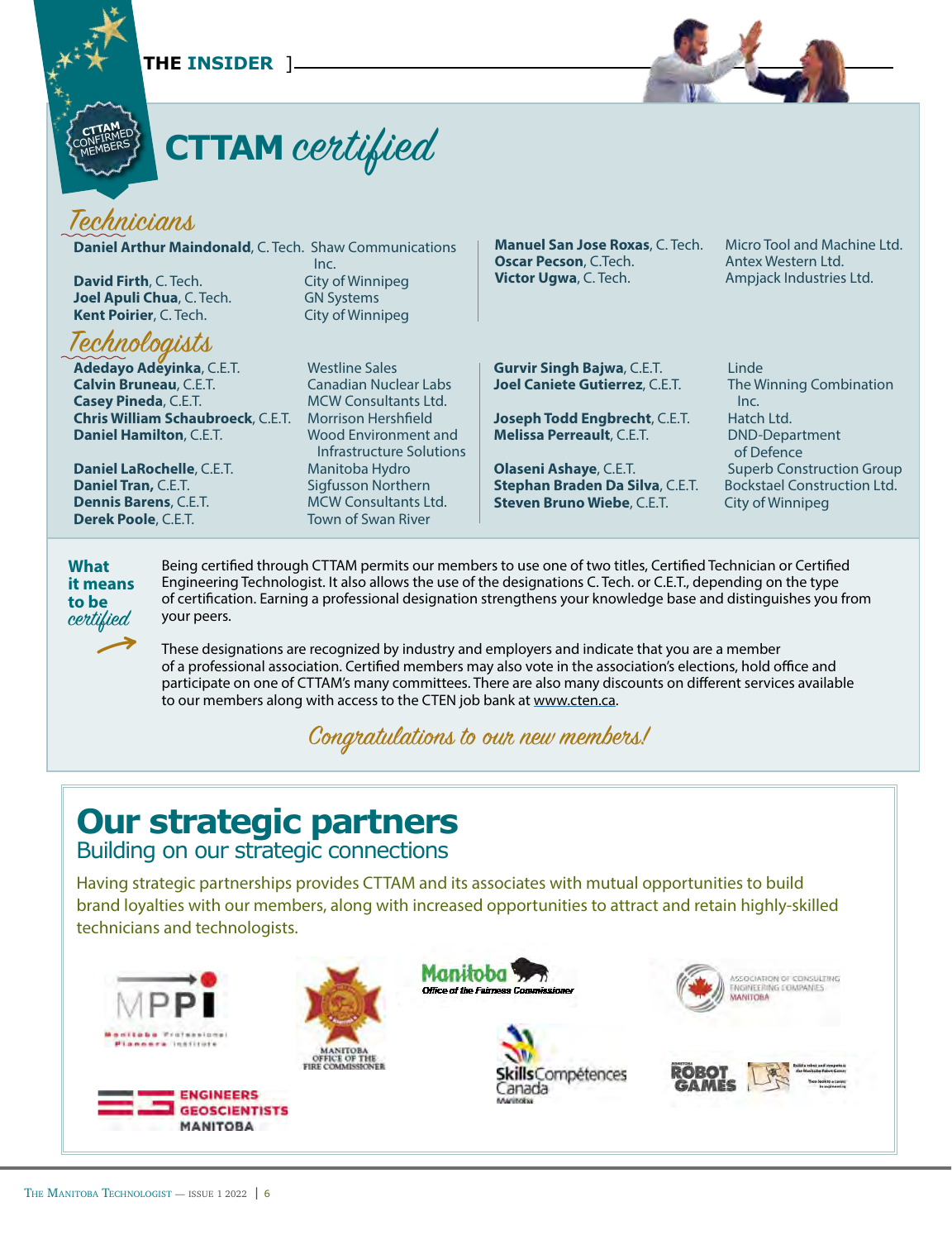# CTTAM *certified*

## *Technicians*

| Name | Employer |
|---|---|
| **Daniel Arthur Maindonald**, C. Tech. | Shaw Communications Inc. |
| **David Firth**, C. Tech. | City of Winnipeg |
| **Joel Apuli Chua**, C. Tech. | GN Systems |
| **Kent Poirier**, C. Tech. | City of Winnipeg |
| **Manuel San Jose Roxas**, C. Tech. | Micro Tool and Machine Ltd. |
| **Oscar Pecson**, C.Tech. | Antex Western Ltd. |
| **Victor Ugwa**, C. Tech. | Ampjack Industries Ltd. |

## *Technologists*

| Name | Employer |
|---|---|
| **Adedayo Adeyinka**, C.E.T. | Westline Sales |
| **Calvin Bruneau**, C.E.T. | Canadian Nuclear Labs |
| **Casey Pineda**, C.E.T. | MCW Consultants Ltd. |
| **Chris William Schaubroeck**, C.E.T. | Morrison Hershfield |
| **Daniel Hamilton**, C.E.T. | Wood Environment and Infrastructure Solutions |
| **Daniel LaRochelle**, C.E.T. | Manitoba Hydro |
| **Daniel Tran,** C.E.T. | Sigfusson Northern |
| **Dennis Barens**, C.E.T. | MCW Consultants Ltd. |
| **Derek Poole**, C.E.T. | Town of Swan River |
| **Gurvir Singh Bajwa**, C.E.T. | Linde |
| **Joel Caniete Gutierrez**, C.E.T. | The Winning Combination Inc. |
| **Joseph Todd Engbrecht**, C.E.T. | Hatch Ltd. |
| **Melissa Perreault**, C.E.T. | DND-Department of Defence |
| **Olaseni Ashaye**, C.E.T. | Superb Construction Group |
| **Stephan Braden Da Silva**, C.E.T. | Bockstael Construction Ltd. |
| **Steven Bruno Wiebe**, C.E.T. | City of Winnipeg |

### What it means to be *certified*

Being certified through CTTAM permits our members to use one of two titles, Certified Technician or Certified Engineering Technologist. It also allows the use of the designations C. Tech. or C.E.T., depending on the type of certification. Earning a professional designation strengthens your knowledge base and distinguishes you from your peers.

These designations are recognized by industry and employers and indicate that you are a member of a professional association. Certified members may also vote in the association's elections, hold office and participate on one of CTTAM's many committees. There are also many discounts on different services available to our members along with access to the CTEN job bank at www.cten.ca.

*Congratulations to our new members!*

# Our strategic partners

## Building on our strategic connections

Having strategic partnerships provides CTTAM and its associates with mutual opportunities to build brand loyalties with our members, along with increased opportunities to attract and retain highly-skilled technicians and technologists.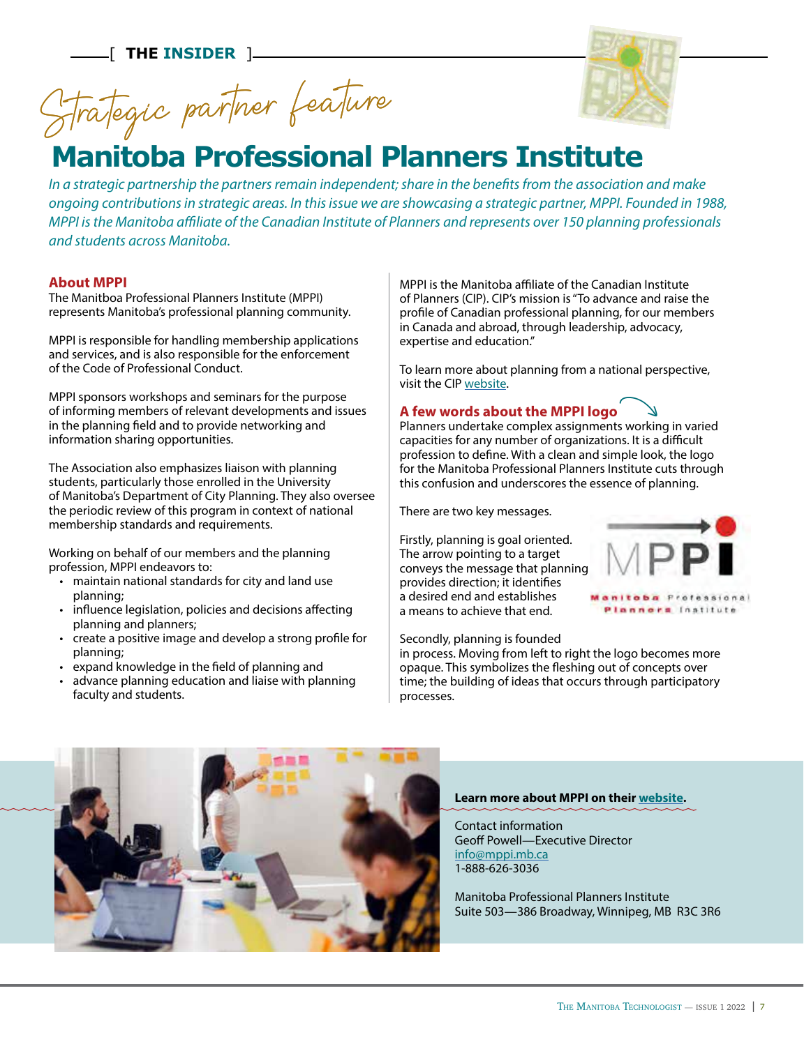Strategic partner feature

# Manitoba Professional Planners Institute

*In a strategic partnership the partners remain independent; share in the benefits from the association and make ongoing contributions in strategic areas. In this issue we are showcasing a strategic partner, MPPI. Founded in 1988, MPPI is the Manitoba affiliate of the Canadian Institute of Planners and represents over 150 planning professionals and students across Manitoba.*

### About MPPI

The Manitboa Professional Planners Institute (MPPI) represents Manitoba's professional planning community.

MPPI is responsible for handling membership applications and services, and is also responsible for the enforcement of the Code of Professional Conduct.

MPPI sponsors workshops and seminars for the purpose of informing members of relevant developments and issues in the planning field and to provide networking and information sharing opportunities.

The Association also emphasizes liaison with planning students, particularly those enrolled in the University of Manitoba's Department of City Planning. They also oversee the periodic review of this program in context of national membership standards and requirements.

Working on behalf of our members and the planning profession, MPPI endeavors to:

- maintain national standards for city and land use planning;
- influence legislation, policies and decisions affecting planning and planners;
- create a positive image and develop a strong profile for planning;
- expand knowledge in the field of planning and
- advance planning education and liaise with planning faculty and students.

MPPI is the Manitoba affiliate of the Canadian Institute of Planners (CIP). CIP's mission is "To advance and raise the profile of Canadian professional planning, for our members in Canada and abroad, through leadership, advocacy, expertise and education."

To learn more about planning from a national perspective, visit the CIP website.

### A few words about the MPPI logo

Planners undertake complex assignments working in varied capacities for any number of organizations. It is a difficult profession to define. With a clean and simple look, the logo for the Manitoba Professional Planners Institute cuts through this confusion and underscores the essence of planning.

There are two key messages.

Firstly, planning is goal oriented. The arrow pointing to a target conveys the message that planning provides direction; it identifies a desired end and establishes a means to achieve that end.

MPPI
Manitoba Professional Planners Institute

Secondly, planning is founded in process. Moving from left to right the logo becomes more opaque. This symbolizes the fleshing out of concepts over time; the building of ideas that occurs through participatory processes.

**Learn more about MPPI on their website.**

Contact information
Geoff Powell—Executive Director
info@mppi.mb.ca
1-888-626-3036

Manitoba Professional Planners Institute
Suite 503—386 Broadway, Winnipeg, MB R3C 3R6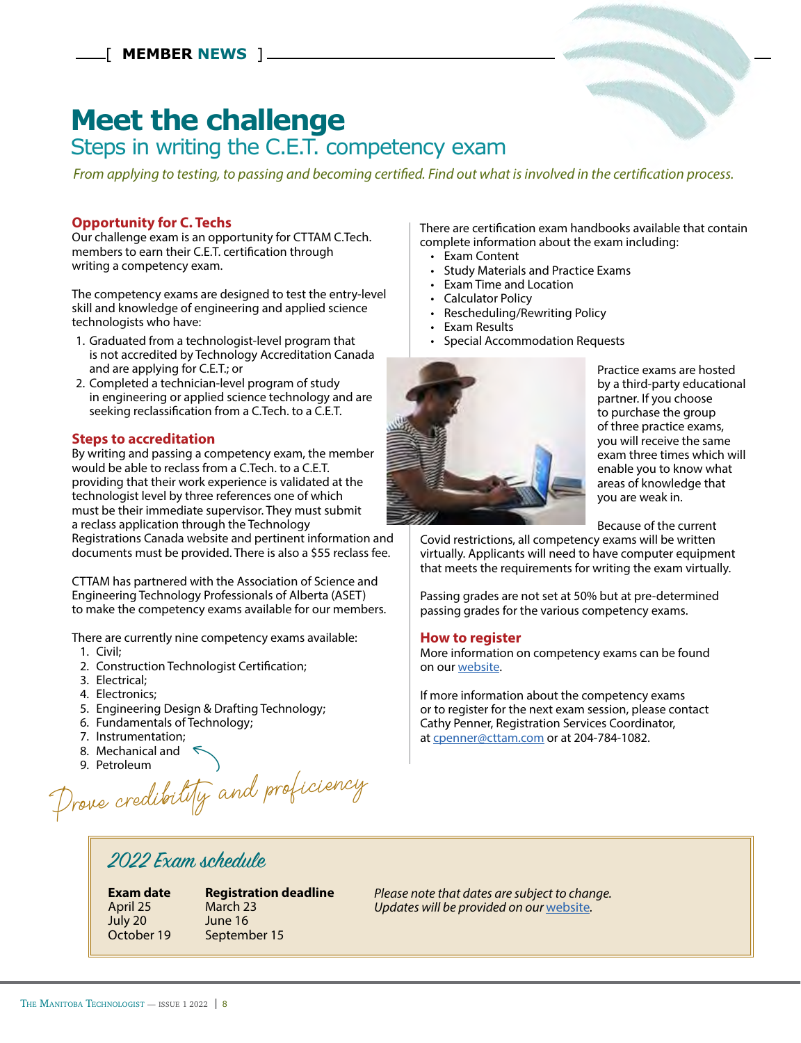[ MEMBER NEWS ]

# Meet the challenge

## Steps in writing the C.E.T. competency exam

*From applying to testing, to passing and becoming certified. Find out what is involved in the certification process.*

### Opportunity for C. Techs

Our challenge exam is an opportunity for CTTAM C.Tech. members to earn their C.E.T. certification through writing a competency exam.

The competency exams are designed to test the entry-level skill and knowledge of engineering and applied science technologists who have:

1. Graduated from a technologist-level program that is not accredited by Technology Accreditation Canada and are applying for C.E.T.; or
2. Completed a technician-level program of study in engineering or applied science technology and are seeking reclassification from a C.Tech. to a C.E.T.

### Steps to accreditation

By writing and passing a competency exam, the member would be able to reclass from a C.Tech. to a C.E.T. providing that their work experience is validated at the technologist level by three references one of which must be their immediate supervisor. They must submit a reclass application through the Technology Registrations Canada website and pertinent information and documents must be provided. There is also a $55 reclass fee.

CTTAM has partnered with the Association of Science and Engineering Technology Professionals of Alberta (ASET) to make the competency exams available for our members.

There are currently nine competency exams available:

1. Civil;
2. Construction Technologist Certification;
3. Electrical;
4. Electronics;
5. Engineering Design & Drafting Technology;
6. Fundamentals of Technology;
7. Instrumentation;
8. Mechanical and
9. Petroleum

*Prove credibility and proficiency*

There are certification exam handbooks available that contain complete information about the exam including:

- Exam Content
- Study Materials and Practice Exams
- Exam Time and Location
- Calculator Policy
- Rescheduling/Rewriting Policy
- Exam Results
- Special Accommodation Requests

Practice exams are hosted by a third-party educational partner. If you choose to purchase the group of three practice exams, you will receive the same exam three times which will enable you to know what areas of knowledge that you are weak in.

Because of the current Covid restrictions, all competency exams will be written virtually. Applicants will need to have computer equipment that meets the requirements for writing the exam virtually.

Passing grades are not set at 50% but at pre-determined passing grades for the various competency exams.

### How to register

More information on competency exams can be found on our website.

If more information about the competency exams or to register for the next exam session, please contact Cathy Penner, Registration Services Coordinator, at cpenner@cttam.com or at 204-784-1082.

### 2022 Exam schedule

| Exam date | Registration deadline |
|---|---|
| April 25 | March 23 |
| July 20 | June 16 |
| October 19 | September 15 |

*Please note that dates are subject to change. Updates will be provided on our website.*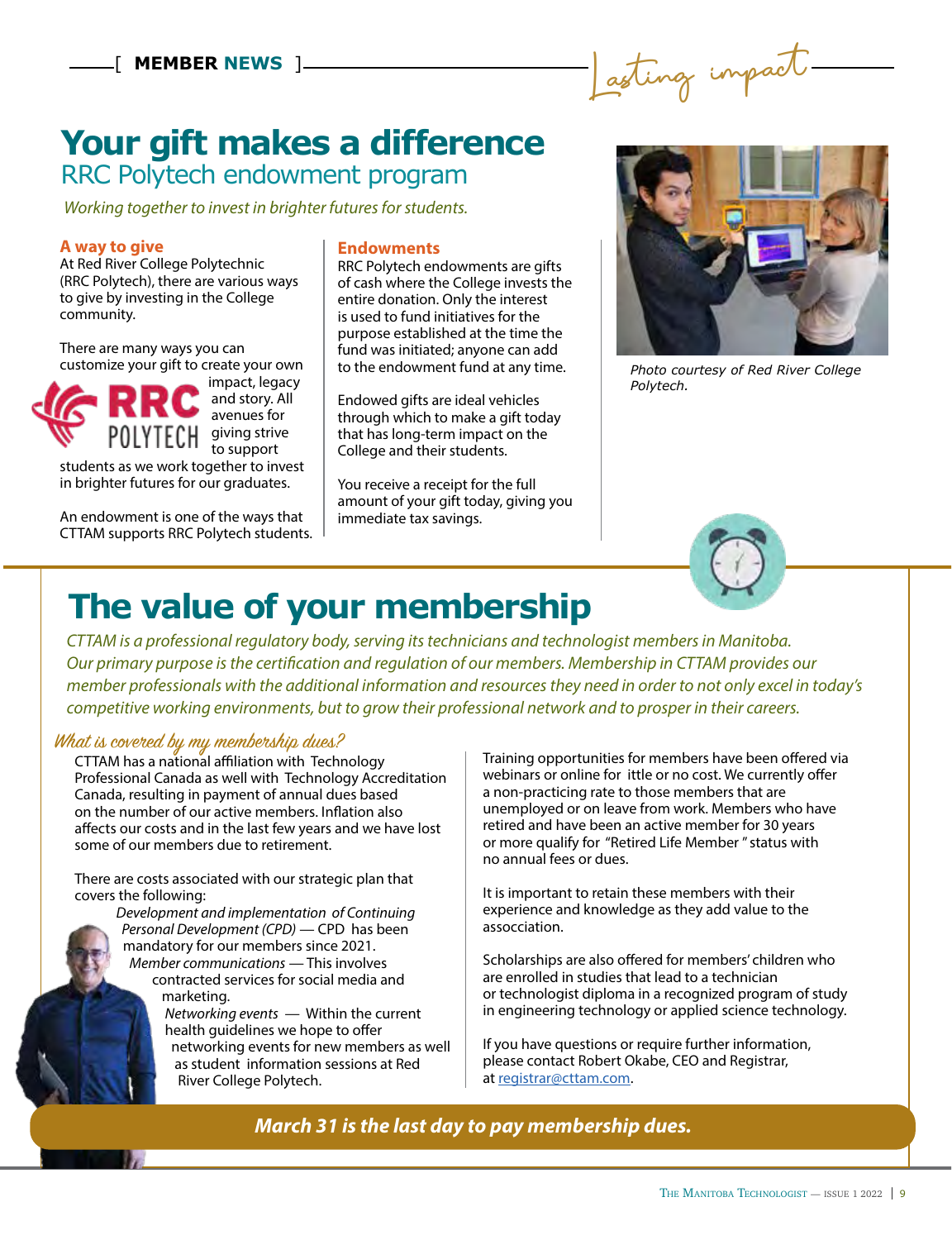# Your gift makes a difference

## RRC Polytech endowment program

*Working together to invest in brighter futures for students.*

### A way to give

At Red River College Polytechnic (RRC Polytech), there are various ways to give by investing in the College community.

There are many ways you can customize your gift to create your own impact, legacy and story. All avenues for giving strive to support students as we work together to invest in brighter futures for our graduates.

An endowment is one of the ways that CTTAM supports RRC Polytech students.

### Endowments

RRC Polytech endowments are gifts of cash where the College invests the entire donation. Only the interest is used to fund initiatives for the purpose established at the time the fund was initiated; anyone can add to the endowment fund at any time.

Endowed gifts are ideal vehicles through which to make a gift today that has long-term impact on the College and their students.

You receive a receipt for the full amount of your gift today, giving you immediate tax savings.

*Photo courtesy of Red River College Polytech.*

# The value of your membership

*CTTAM is a professional regulatory body, serving its technicians and technologist members in Manitoba. Our primary purpose is the certification and regulation of our members. Membership in CTTAM provides our member professionals with the additional information and resources they need in order to not only excel in today's competitive working environments, but to grow their professional network and to prosper in their careers.*

### What is covered by my membership dues?

CTTAM has a national affiliation with Technology Professional Canada as well with Technology Accreditation Canada, resulting in payment of annual dues based on the number of our active members. Inflation also affects our costs and in the last few years and we have lost some of our members due to retirement.

There are costs associated with our strategic plan that covers the following:

*Development and implementation of Continuing Personal Development (CPD)* — CPD has been mandatory for our members since 2021.

*Member communications* — This involves contracted services for social media and marketing.

*Networking events* — Within the current health guidelines we hope to offer networking events for new members as well as student information sessions at Red River College Polytech.

Training opportunities for members have been offered via webinars or online for ittle or no cost. We currently offer a non-practicing rate to those members that are unemployed or on leave from work. Members who have retired and have been an active member for 30 years or more qualify for "Retired Life Member" status with no annual fees or dues.

It is important to retain these members with their experience and knowledge as they add value to the assocciation.

Scholarships are also offered for members' children who are enrolled in studies that lead to a technician or technologist diploma in a recognized program of study in engineering technology or applied science technology.

If you have questions or require further information, please contact Robert Okabe, CEO and Registrar, at registrar@cttam.com.

***March 31 is the last day to pay membership dues.***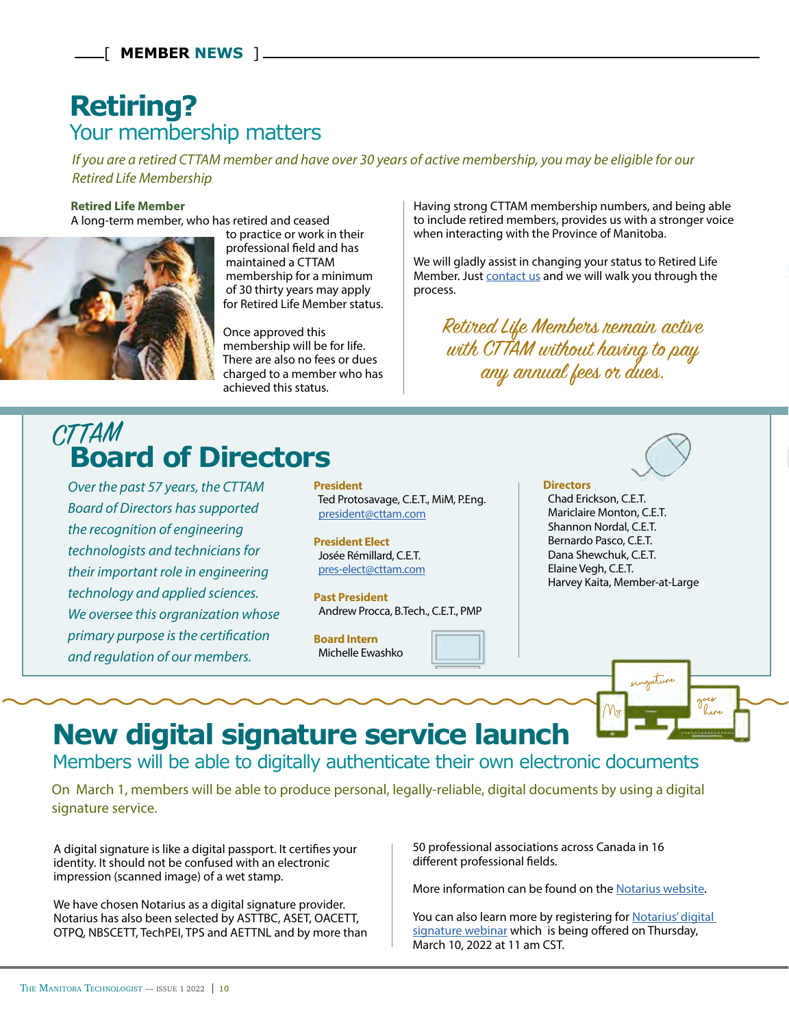# Retiring?

## Your membership matters

*If you are a retired CTTAM member and have over 30 years of active membership, you may be eligible for our Retired Life Membership*

**Retired Life Member**

A long-term member, who has retired and ceased to practice or work in their professional field and has maintained a CTTAM membership for a minimum of 30 thirty years may apply for Retired Life Member status.

Once approved this membership will be for life. There are also no fees or dues charged to a member who has achieved this status.

Having strong CTTAM membership numbers, and being able to include retired members, provides us with a stronger voice when interacting with the Province of Manitoba.

We will gladly assist in changing your status to Retired Life Member. Just contact us and we will walk you through the process.

*Retired Life Members remain active with CTTAM without having to pay any annual fees or dues.*

# CTTAM Board of Directors

*Over the past 57 years, the CTTAM Board of Directors has supported the recognition of engineering technologists and technicians for their important role in engineering technology and applied sciences. We oversee this orgranization whose primary purpose is the certification and regulation of our members.*

**President**
Ted Protosavage, C.E.T., MiM, P.Eng.
president@cttam.com

**President Elect**
Josée Rémillard, C.E.T.
pres-elect@cttam.com

**Past President**
Andrew Procca, B.Tech., C.E.T., PMP

**Board Intern**
Michelle Ewashko

**Directors**
Chad Erickson, C.E.T.
Mariclaire Monton, C.E.T.
Shannon Nordal, C.E.T.
Bernardo Pasco, C.E.T.
Dana Shewchuk, C.E.T.
Elaine Vegh, C.E.T.
Harvey Kaita, Member-at-Large

# New digital signature service launch

## Members will be able to digitally authenticate their own electronic documents

On March 1, members will be able to produce personal, legally-reliable, digital documents by using a digital signature service.

A digital signature is like a digital passport. It certifies your identity. It should not be confused with an electronic impression (scanned image) of a wet stamp.

We have chosen Notarius as a digital signature provider. Notarius has also been selected by ASTTBC, ASET, OACETT, OTPQ, NBSCETT, TechPEI, TPS and AETTNL and by more than 50 professional associations across Canada in 16 different professional fields.

More information can be found on the Notarius website.

You can also learn more by registering for Notarius' digital signature webinar which is being offered on Thursday, March 10, 2022 at 11 am CST.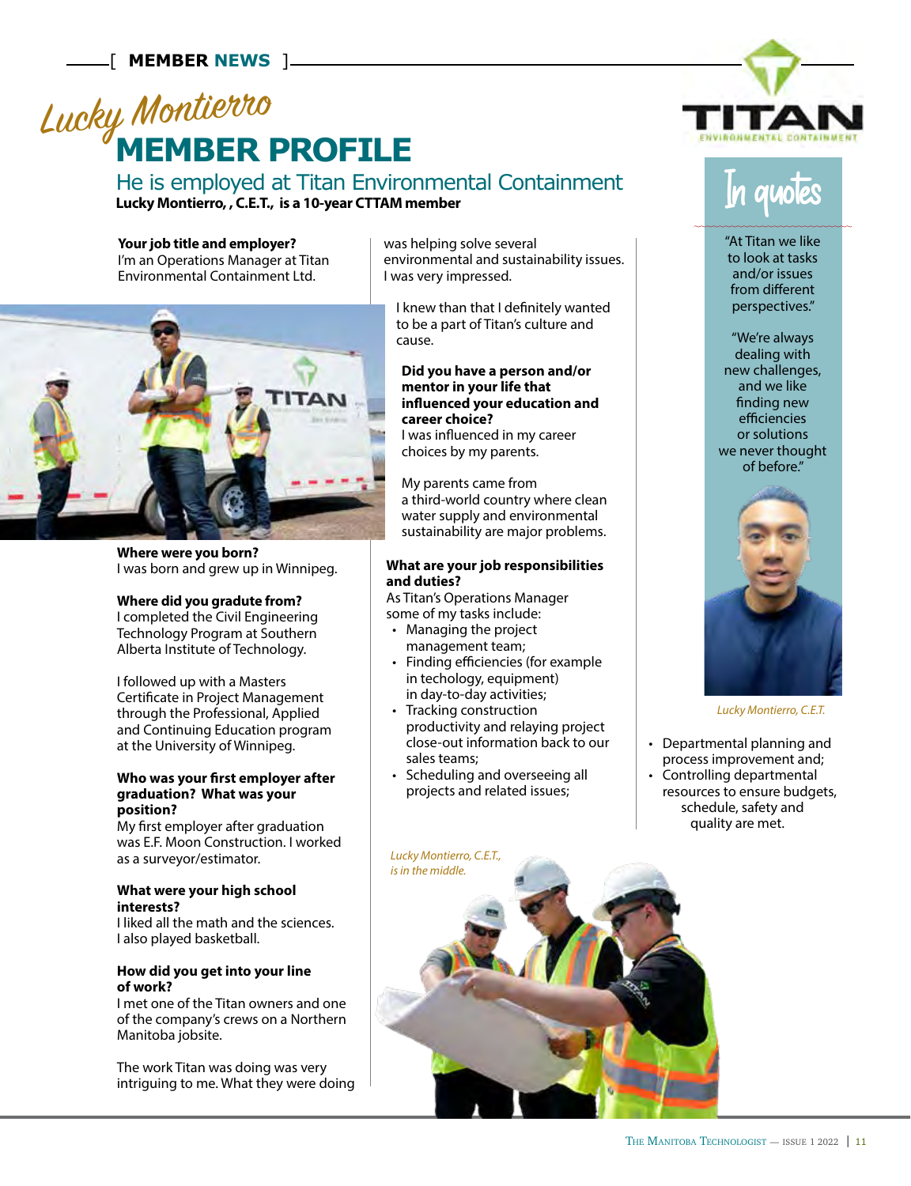[ MEMBER NEWS ]

# Lucky Montierro MEMBER PROFILE

## He is employed at Titan Environmental Containment

**Lucky Montierro, , C.E.T., is a 10-year CTTAM member**

**Your job title and employer?**
I'm an Operations Manager at Titan Environmental Containment Ltd.

**Where were you born?**
I was born and grew up in Winnipeg.

**Where did you gradute from?**
I completed the Civil Engineering Technology Program at Southern Alberta Institute of Technology.

I followed up with a Masters Certificate in Project Management through the Professional, Applied and Continuing Education program at the University of Winnipeg.

**Who was your first employer after graduation? What was your position?**
My first employer after graduation was E.F. Moon Construction. I worked as a surveyor/estimator.

**What were your high school interests?**
I liked all the math and the sciences. I also played basketball.

**How did you get into your line of work?**
I met one of the Titan owners and one of the company's crews on a Northern Manitoba jobsite.

The work Titan was doing was very intriguing to me. What they were doing was helping solve several environmental and sustainability issues. I was very impressed.

I knew than that I definitely wanted to be a part of Titan's culture and cause.

**Did you have a person and/or mentor in your life that influenced your education and career choice?**
I was influenced in my career choices by my parents.

My parents came from a third-world country where clean water supply and environmental sustainability are major problems.

**What are your job responsibilities and duties?**
As Titan's Operations Manager some of my tasks include:

- Managing the project management team;
- Finding efficiencies (for example in techology, equipment) in day-to-day activities;
- Tracking construction productivity and relaying project close-out information back to our sales teams;
- Scheduling and overseeing all projects and related issues;
- Departmental planning and process improvement and;
- Controlling departmental resources to ensure budgets, schedule, safety and quality are met.

*Lucky Montieiro, C.E.T., is in the middle.*

### In quotes

"At Titan we like to look at tasks and/or issues from different perspectives."

"We're always dealing with new challenges, and we like finding new efficiencies or solutions we never thought of before."

*Lucky Montierro, C.E.T.*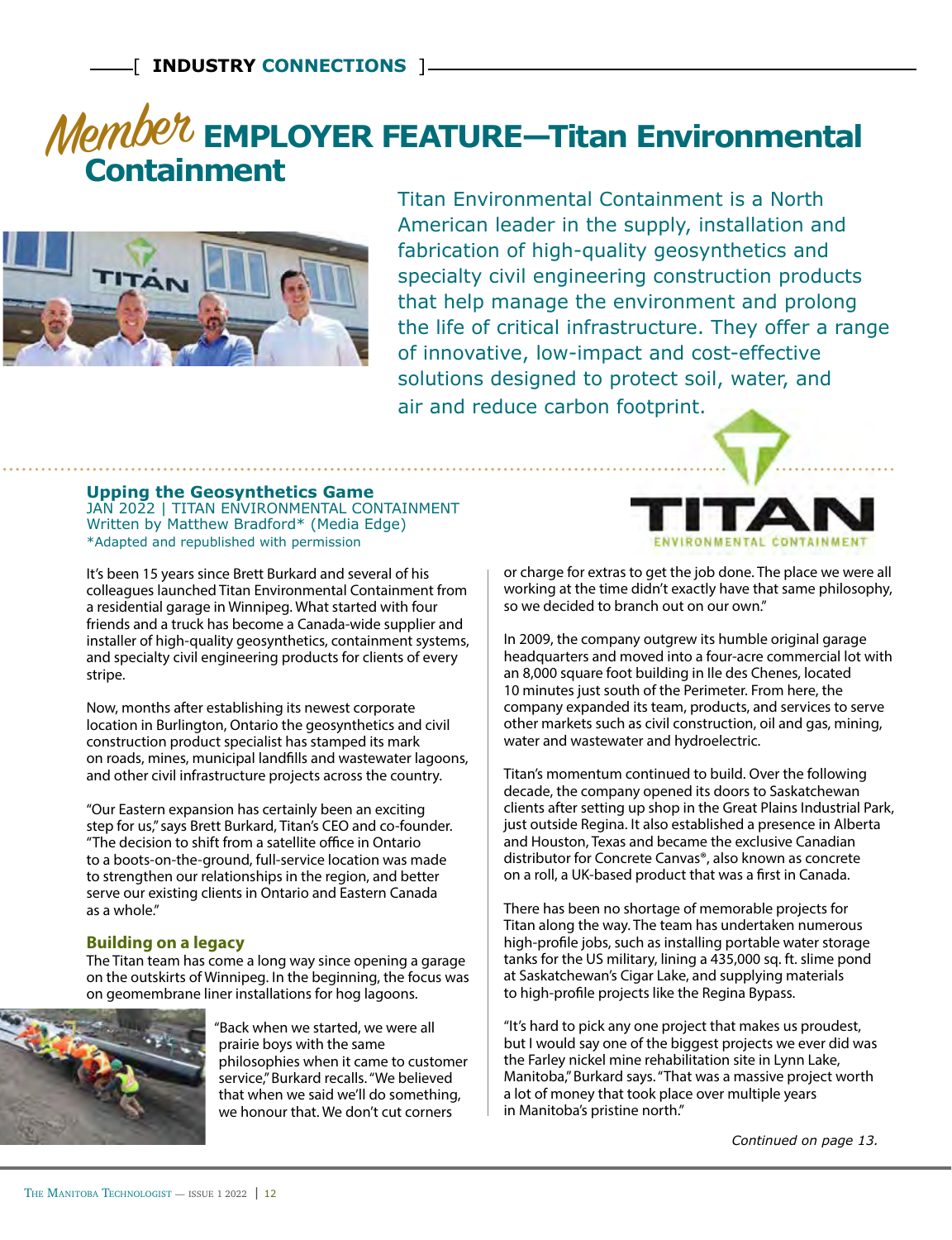[ **INDUSTRY CONNECTIONS** ]

# *Member* EMPLOYER FEATURE—Titan Environmental Containment

Titan Environmental Containment is a North American leader in the supply, installation and fabrication of high-quality geosynthetics and specialty civil engineering construction products that help manage the environment and prolong the life of critical infrastructure. They offer a range of innovative, low-impact and cost-effective solutions designed to protect soil, water, and air and reduce carbon footprint.

## Upping the Geosynthetics Game

JAN 2022 | TITAN ENVIRONMENTAL CONTAINMENT
Written by Matthew Bradford* (Media Edge)
*Adapted and republished with permission

It's been 15 years since Brett Burkard and several of his colleagues launched Titan Environmental Containment from a residential garage in Winnipeg. What started with four friends and a truck has become a Canada-wide supplier and installer of high-quality geosynthetics, containment systems, and specialty civil engineering products for clients of every stripe.

Now, months after establishing its newest corporate location in Burlington, Ontario the geosynthetics and civil construction product specialist has stamped its mark on roads, mines, municipal landfills and wastewater lagoons, and other civil infrastructure projects across the country.

"Our Eastern expansion has certainly been an exciting step for us," says Brett Burkard, Titan's CEO and co-founder. "The decision to shift from a satellite office in Ontario to a boots-on-the-ground, full-service location was made to strengthen our relationships in the region, and better serve our existing clients in Ontario and Eastern Canada as a whole."

### Building on a legacy

The Titan team has come a long way since opening a garage on the outskirts of Winnipeg. In the beginning, the focus was on geomembrane liner installations for hog lagoons.

"Back when we started, we were all prairie boys with the same philosophies when it came to customer service," Burkard recalls. "We believed that when we said we'll do something, we honour that. We don't cut corners or charge for extras to get the job done. The place we were all working at the time didn't exactly have that same philosophy, so we decided to branch out on our own."

In 2009, the company outgrew its humble original garage headquarters and moved into a four-acre commercial lot with an 8,000 square foot building in Ile des Chenes, located 10 minutes just south of the Perimeter. From here, the company expanded its team, products, and services to serve other markets such as civil construction, oil and gas, mining, water and wastewater and hydroelectric.

Titan's momentum continued to build. Over the following decade, the company opened its doors to Saskatchewan clients after setting up shop in the Great Plains Industrial Park, just outside Regina. It also established a presence in Alberta and Houston, Texas and became the exclusive Canadian distributor for Concrete Canvas®, also known as concrete on a roll, a UK-based product that was a first in Canada.

There has been no shortage of memorable projects for Titan along the way. The team has undertaken numerous high-profile jobs, such as installing portable water storage tanks for the US military, lining a 435,000 sq. ft. slime pond at Saskatchewan's Cigar Lake, and supplying materials to high-profile projects like the Regina Bypass.

"It's hard to pick any one project that makes us proudest, but I would say one of the biggest projects we ever did was the Farley nickel mine rehabilitation site in Lynn Lake, Manitoba," Burkard says. "That was a massive project worth a lot of money that took place over multiple years in Manitoba's pristine north."

*Continued on page 13.*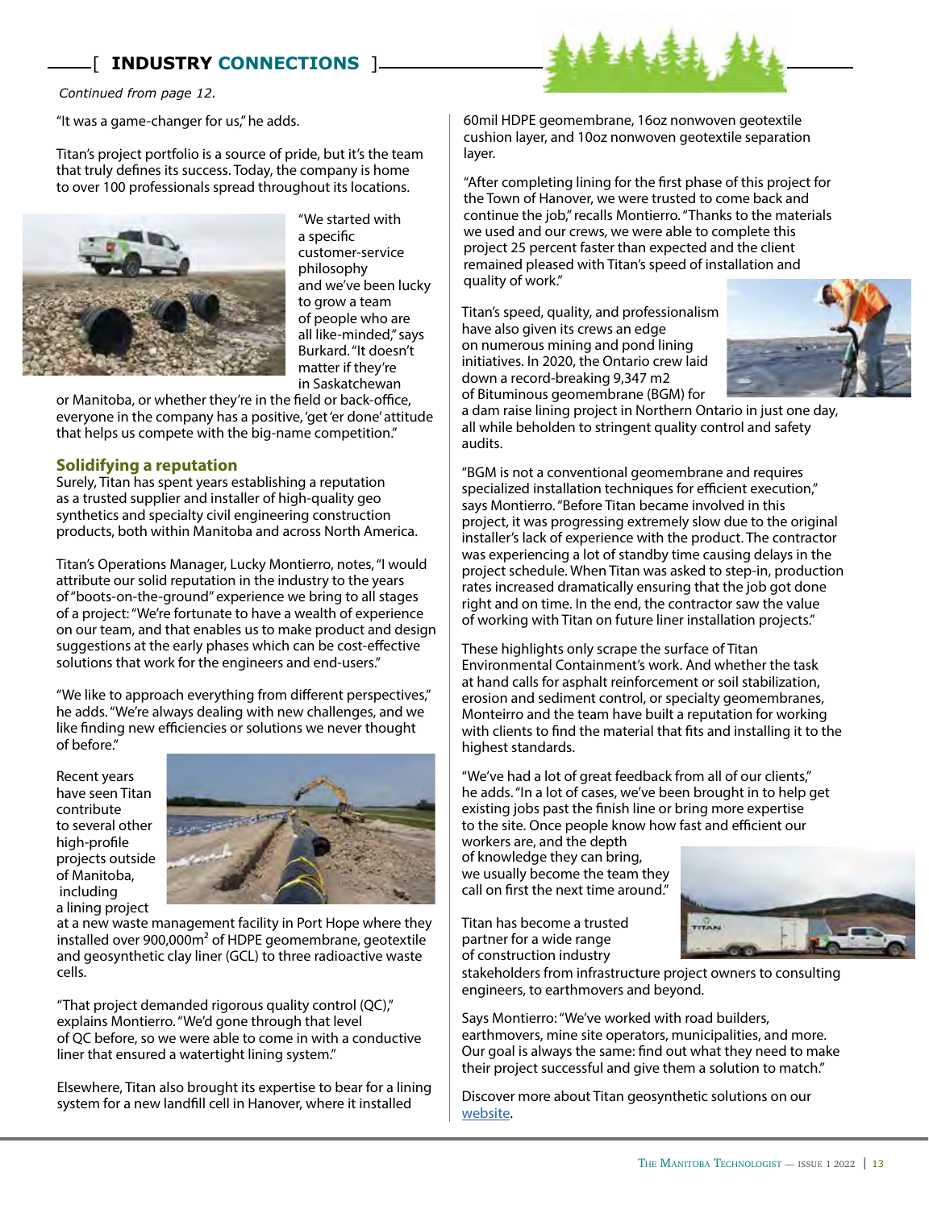## [ INDUSTRY CONNECTIONS ]

*Continued from page 12.*

"It was a game-changer for us," he adds.

Titan's project portfolio is a source of pride, but it's the team that truly defines its success. Today, the company is home to over 100 professionals spread throughout its locations.

"We started with a specific customer-service philosophy and we've been lucky to grow a team of people who are all like-minded," says Burkard. "It doesn't matter if they're in Saskatchewan or Manitoba, or whether they're in the field or back-office, everyone in the company has a positive, 'get 'er done' attitude that helps us compete with the big-name competition."

### Solidifying a reputation

Surely, Titan has spent years establishing a reputation as a trusted supplier and installer of high-quality geo synthetics and specialty civil engineering construction products, both within Manitoba and across North America.

Titan's Operations Manager, Lucky Montierro, notes, "I would attribute our solid reputation in the industry to the years of "boots-on-the-ground" experience we bring to all stages of a project: "We're fortunate to have a wealth of experience on our team, and that enables us to make product and design suggestions at the early phases which can be cost-effective solutions that work for the engineers and end-users."

"We like to approach everything from different perspectives," he adds. "We're always dealing with new challenges, and we like finding new efficiencies or solutions we never thought of before."

Recent years have seen Titan contribute to several other high-profile projects outside of Manitoba, including a lining project at a new waste management facility in Port Hope where they installed over 900,000m² of HDPE geomembrane, geotextile and geosynthetic clay liner (GCL) to three radioactive waste cells.

"That project demanded rigorous quality control (QC)," explains Montierro. "We'd gone through that level of QC before, so we were able to come in with a conductive liner that ensured a watertight lining system."

Elsewhere, Titan also brought its expertise to bear for a lining system for a new landfill cell in Hanover, where it installed 60mil HDPE geomembrane, 16oz nonwoven geotextile cushion layer, and 10oz nonwoven geotextile separation layer.

"After completing lining for the first phase of this project for the Town of Hanover, we were trusted to come back and continue the job," recalls Montierro. "Thanks to the materials we used and our crews, we were able to complete this project 25 percent faster than expected and the client remained pleased with Titan's speed of installation and quality of work."

Titan's speed, quality, and professionalism have also given its crews an edge on numerous mining and pond lining initiatives. In 2020, the Ontario crew laid down a record-breaking 9,347 m2 of Bituminous geomembrane (BGM) for a dam raise lining project in Northern Ontario in just one day, all while beholden to stringent quality control and safety audits.

"BGM is not a conventional geomembrane and requires specialized installation techniques for efficient execution," says Montierro. "Before Titan became involved in this project, it was progressing extremely slow due to the original installer's lack of experience with the product. The contractor was experiencing a lot of standby time causing delays in the project schedule. When Titan was asked to step-in, production rates increased dramatically ensuring that the job got done right and on time. In the end, the contractor saw the value of working with Titan on future liner installation projects."

These highlights only scrape the surface of Titan Environmental Containment's work. And whether the task at hand calls for asphalt reinforcement or soil stabilization, erosion and sediment control, or specialty geomembranes, Monteirro and the team have built a reputation for working with clients to find the material that fits and installing it to the highest standards.

"We've had a lot of great feedback from all of our clients," he adds. "In a lot of cases, we've been brought in to help get existing jobs past the finish line or bring more expertise to the site. Once people know how fast and efficient our workers are, and the depth of knowledge they can bring, we usually become the team they call on first the next time around."

Titan has become a trusted partner for a wide range of construction industry stakeholders from infrastructure project owners to consulting engineers, to earthmovers and beyond.

Says Montierro: "We've worked with road builders, earthmovers, mine site operators, municipalities, and more. Our goal is always the same: find out what they need to make their project successful and give them a solution to match."

Discover more about Titan geosynthetic solutions on our website.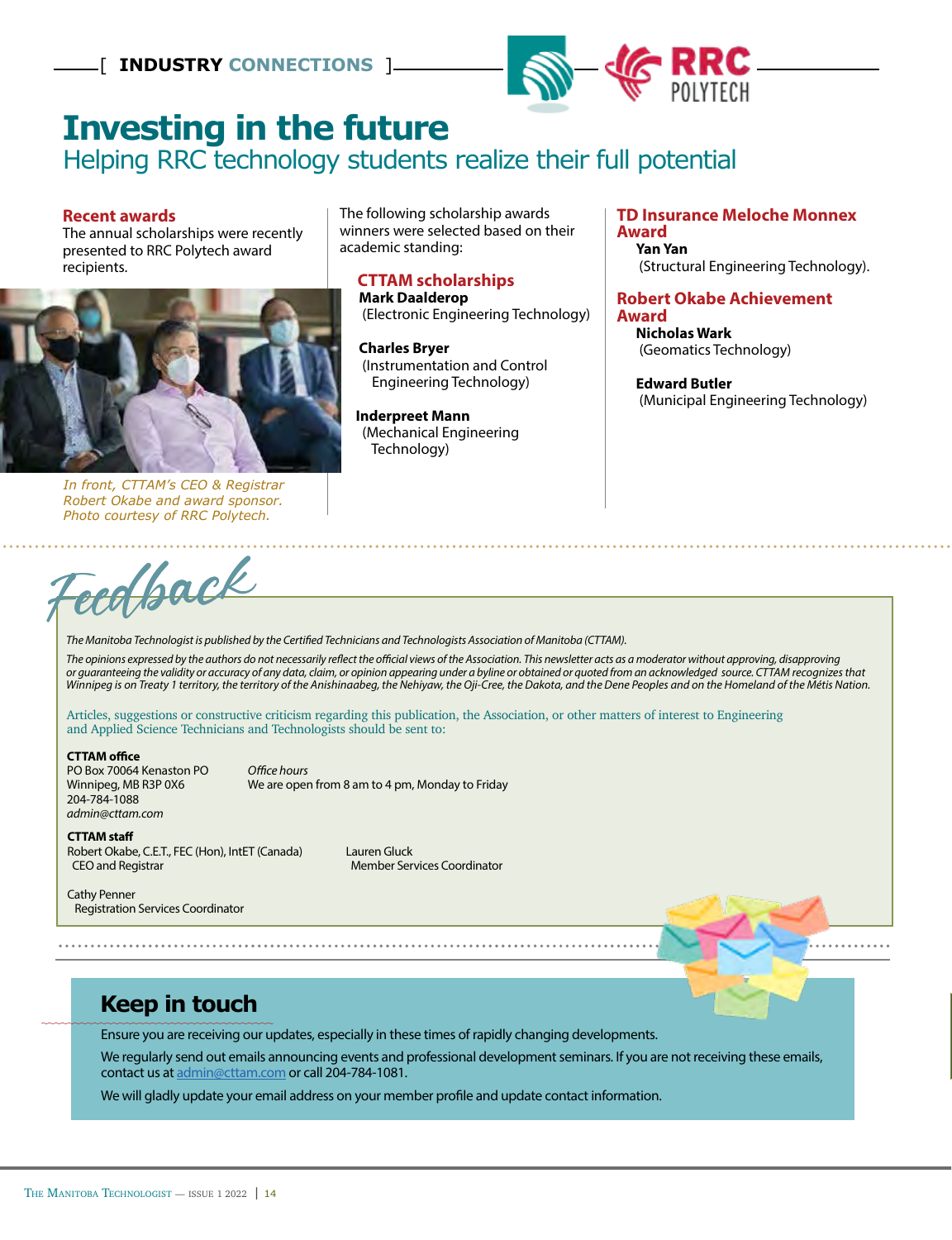[ **INDUSTRY** CONNECTIONS ]

# Investing in the future

## Helping RRC technology students realize their full potential

### Recent awards

The annual scholarships were recently presented to RRC Polytech award recipients.

*In front, CTTAM's CEO & Registrar Robert Okabe and award sponsor. Photo courtesy of RRC Polytech.*

The following scholarship awards winners were selected based on their academic standing:

### CTTAM scholarships

**Mark Daalderop**
(Electronic Engineering Technology)

**Charles Bryer**
(Instrumentation and Control Engineering Technology)

**Inderpreet Mann**
(Mechanical Engineering Technology)

### TD Insurance Meloche Monnex Award

**Yan Yan**
(Structural Engineering Technology).

### Robert Okabe Achievement Award

**Nicholas Wark**
(Geomatics Technology)

**Edward Butler**
(Municipal Engineering Technology)

## Feedback

*The Manitoba Technologist is published by the Certified Technicians and Technologists Association of Manitoba (CTTAM).*

*The opinions expressed by the authors do not necessarily reflect the official views of the Association. This newsletter acts as a moderator without approving, disapproving or guaranteeing the validity or accuracy of any data, claim, or opinion appearing under a byline or obtained or quoted from an acknowledged source. CTTAM recognizes that Winnipeg is on Treaty 1 territory, the territory of the Anishinaabeg, the Nehiyaw, the Oji-Cree, the Dakota, and the Dene Peoples and on the Homeland of the Métis Nation.*

Articles, suggestions or constructive criticism regarding this publication, the Association, or other matters of interest to Engineering and Applied Science Technicians and Technologists should be sent to:

**CTTAM office**
PO Box 70064 Kenaston PO
Winnipeg, MB R3P 0X6
204-784-1088
*admin@cttam.com*

*Office hours*
We are open from 8 am to 4 pm, Monday to Friday

**CTTAM staff**

Robert Okabe, C.E.T., FEC (Hon), IntET (Canada)
CEO and Registrar

Lauren Gluck
Member Services Coordinator

Cathy Penner
Registration Services Coordinator

## Keep in touch

Ensure you are receiving our updates, especially in these times of rapidly changing developments.

We regularly send out emails announcing events and professional development seminars. If you are not receiving these emails, contact us at admin@cttam.com or call 204-784-1081.

We will gladly update your email address on your member profile and update contact information.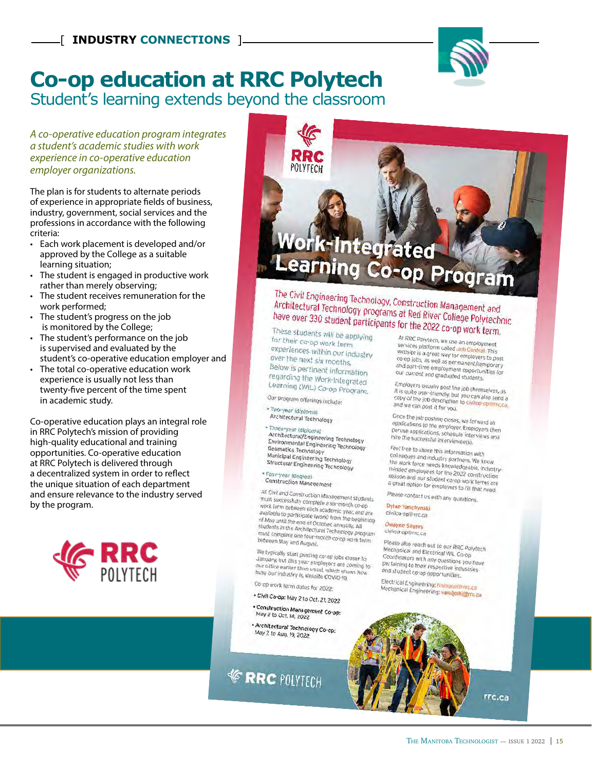[ **INDUSTRY CONNECTIONS** ]

# Co-op education at RRC Polytech

## Student's learning extends beyond the classroom

*A co-operative education program integrates a student's academic studies with work experience in co-operative education employer organizations.*

The plan is for students to alternate periods of experience in appropriate fields of business, industry, government, social services and the professions in accordance with the following criteria:

- Each work placement is developed and/or approved by the College as a suitable learning situation;
- The student is engaged in productive work rather than merely observing;
- The student receives remuneration for the work performed;
- The student's progress on the job is monitored by the College;
- The student's performance on the job is supervised and evaluated by the student's co-operative education employer and
- The total co-operative education work experience is usually not less than twenty-five percent of the time spent in academic study.

Co-operative education plays an integral role in RRC Polytech's mission of providing high-quality educational and training opportunities. Co-operative education at RRC Polytech is delivered through a decentralized system in order to reflect the unique situation of each department and ensure relevance to the industry served by the program.

RRC POLYTECH

# Work-Integrated Learning Co-op Program

**The Civil Engineering Technology, Construction Management and Architectural Technology programs at Red River College Polytechnic have over 330 student participants for the 2022 co-op work term.**

These students will be applying for their co-op work term experiences within our industry over the next six months. Below is pertinent information regarding the Work-Integrated Learning (WIL) Co-op Program.

Our program offerings include:

- Two-year (diploma)
  Architectural Technology
- Three-year (diploma)
  Architectural/Engineering Technology
  Environmental Engineering Technology
  Geomatics Technology
  Municipal Engineering Technology
  Structural Engineering Technology
- Four-year (degree)
  Construction Management

All Civil and Construction Management students must successfully complete a six-month co-op work term between each academic year, and are available to participate (work) from the beginning of May until the end of October annually. All students in the Architectural Technology program must complete one four-month co-op work term between May and August.

We typically start posting co-op jobs closer to January, but this year employers are coming to our office earlier than usual, which shows how busy our industry is, despite COVID-19.

Co-op work term dates for 2022:

- **Civil Co-op:** May 2 to Oct. 21, 2022
- **Construction Management Co-op:** May 2 to Oct. 14, 2022
- **Architectural Technology Co-op:** May 2 to Aug. 19, 2022

At RRC Polytech, we use an employment services platform called Job Central. This website is a great way for employers to post co-op jobs, as well as permanent/temporary and part-time employment opportunities for our current and graduated students.

Employers usually post the job themselves, as it is quite user-friendly, but you can also send a copy of the job description to civilco-op@rrc.ca, and we can post it for you.

Once the job posting closes, we forward all applications to the employer. Employers then peruse applications, schedule interviews and hire the successful interviewee(s).

Feel free to share this information with colleagues and industry partners. We know the work force needs knowledgeable, industry-minded employees for the 2022 construction season and our student co-op work terms are a great option for employers to fill that need.

Please contact us with any questions.

Dylan Yanchynski
civilco-op@rrc.ca

Dwayne Sayers
civilco-op@rrc.ca

Please also reach out to our RRC Polytech Mechanical and Electrical WIL Co-op Coordinators with any questions you have pertaining to their respective industries and student co-op opportunities.

Electrical Engineering: hlabonte@rrc.ca
Mechanical Engineering: vanuljordj@rrc.ca

RRC POLYTECH

rrc.ca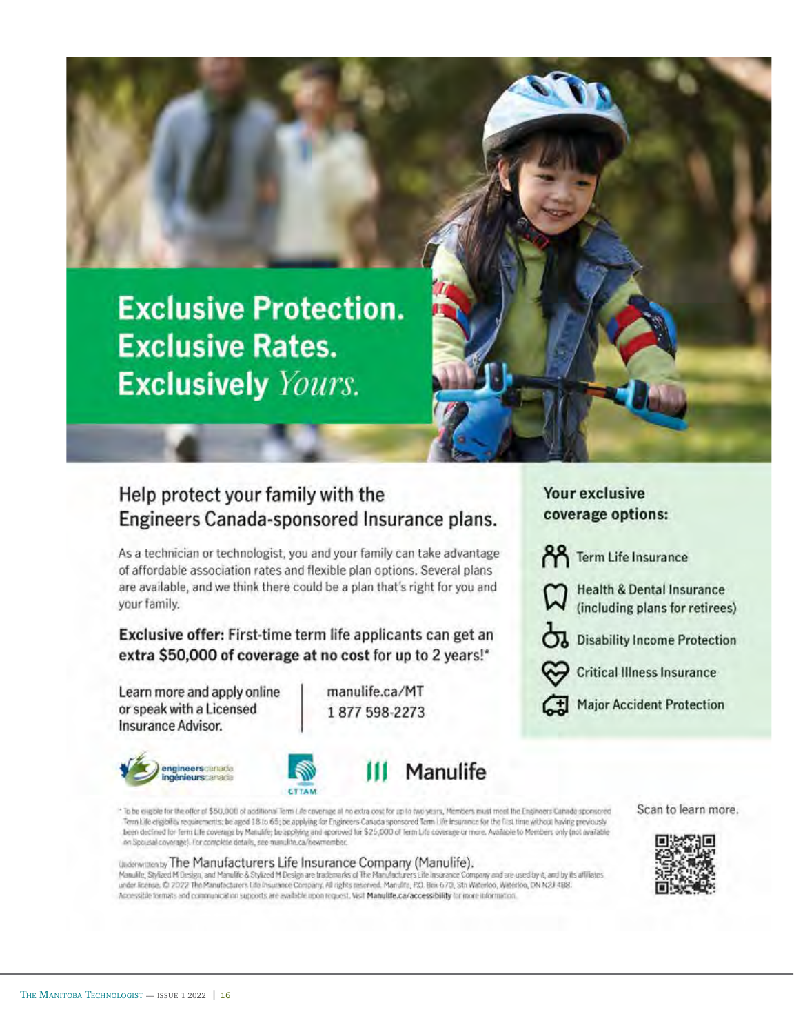# Exclusive Protection. Exclusive Rates. Exclusively *Yours.*

## Help protect your family with the Engineers Canada-sponsored Insurance plans.

As a technician or technologist, you and your family can take advantage of affordable association rates and flexible plan options. Several plans are available, and we think there could be a plan that's right for you and your family.

**Exclusive offer:** First-time term life applicants can get an **extra $50,000 of coverage at no cost** for up to 2 years!*

Learn more and apply online or speak with a Licensed Insurance Advisor.

manulife.ca/MT
1 877 598-2273

### Your exclusive coverage options:

- Term Life Insurance
- Health & Dental Insurance (including plans for retirees)
- Disability Income Protection
- Critical Illness Insurance
- Major Accident Protection

engineerscanada ingénieurscanada

CTTAM

Manulife

\* To be eligible for the offer of $50,000 of additional Term Life coverage at no extra cost for up to two years, Members must meet the Engineers Canada-sponsored Term Life eligibility requirements: be aged 18 to 65; be applying for Engineers Canada sponsored Term Life Insurance for the first time without having previously been declined for Term Life coverage by Manulife; be applying and approved for $25,000 of Term Life coverage or more. Available to Members only (not available on Spousal coverage). For complete details, see manulife.ca/newmember.

Underwritten by The Manufacturers Life Insurance Company (Manulife).
Manulife, Stylized M Design, and Manulife & Stylized M Design are trademarks of The Manufacturers Life Insurance Company and are used by it, and by its affiliates under license. © 2022 The Manufacturers Life Insurance Company. All rights reserved. Manulife, P.O. Box 670, Stn Waterloo, Waterloo, ON N2J 4B8.
Accessible formats and communication supports are available upon request. Visit **Manulife.ca/accessibility** for more information.

Scan to learn more.